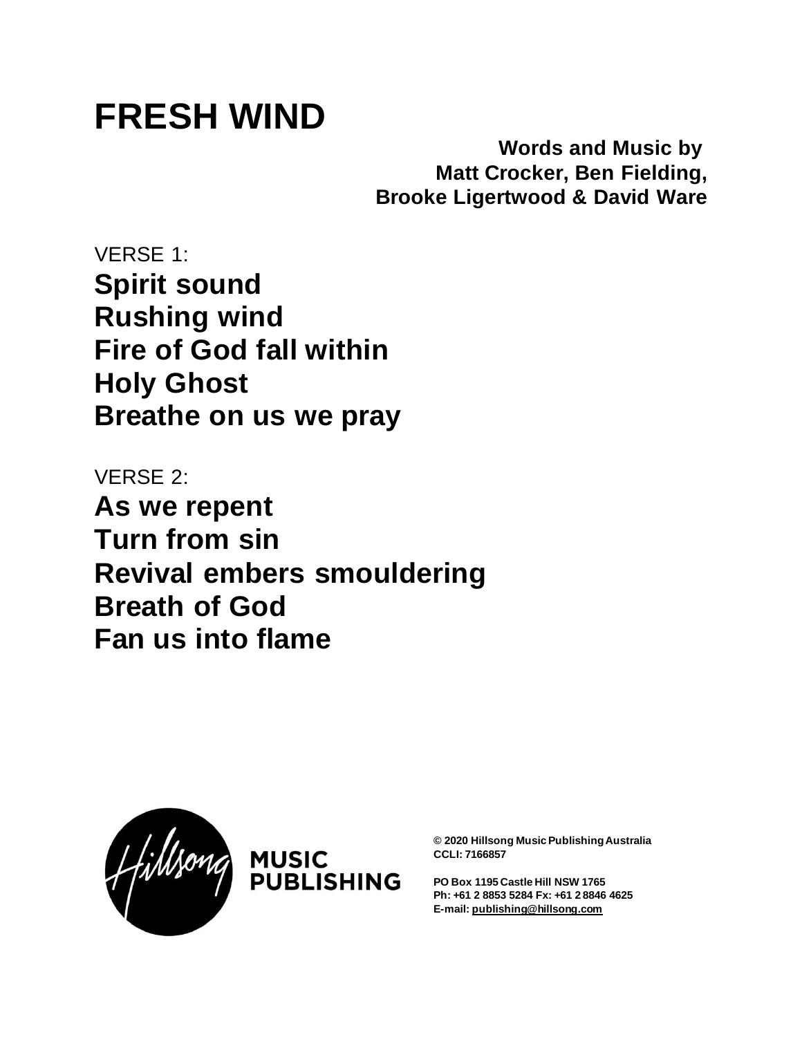# FRESH WIND

**Words and Music by**
**Matt Crocker, Ben Fielding,**
**Brooke Ligertwood & David Ware**

VERSE 1:

**Spirit sound**
**Rushing wind**
**Fire of God fall within**
**Holy Ghost**
**Breathe on us we pray**

VERSE 2:

**As we repent**
**Turn from sin**
**Revival embers smouldering**
**Breath of God**
**Fan us into flame**

MUSIC PUBLISHING

**© 2020 Hillsong Music Publishing Australia**
**CCLI: 7166857**

**PO Box 1195 Castle Hill NSW 1765**
**Ph: +61 2 8853 5284 Fx: +61 2 8846 4625**
**E-mail: publishing@hillsong.com**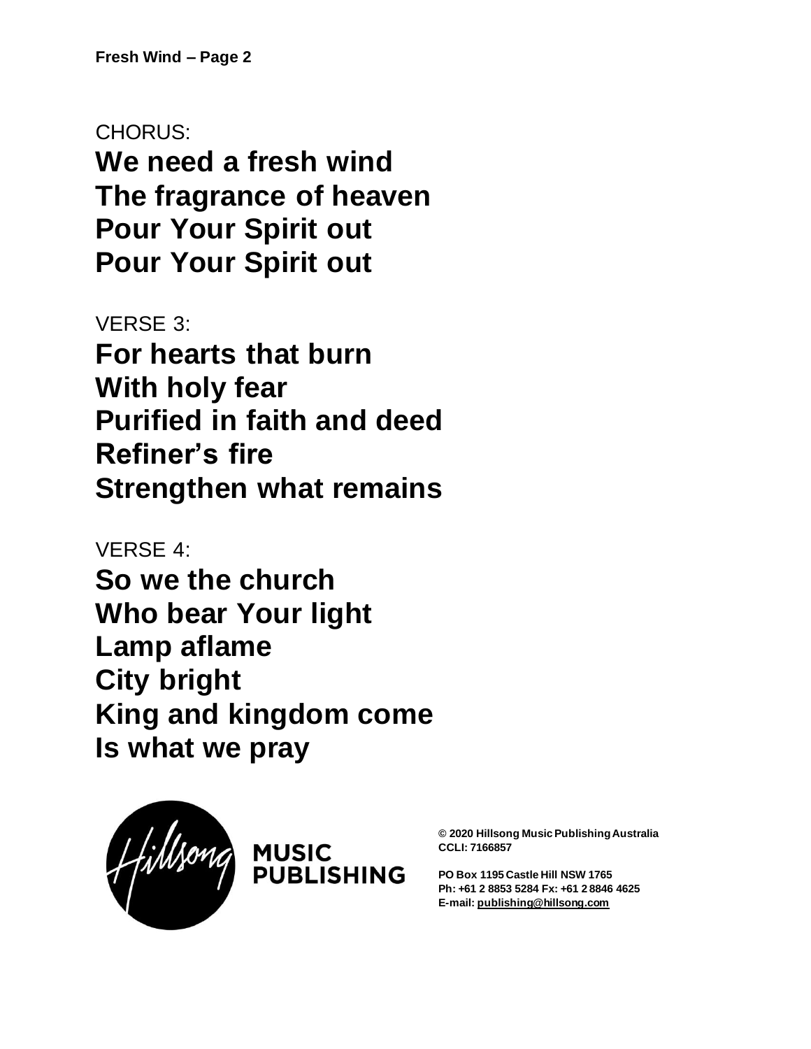CHORUS:

**We need a fresh wind**
**The fragrance of heaven**
**Pour Your Spirit out**
**Pour Your Spirit out**

VERSE 3:

**For hearts that burn**
**With holy fear**
**Purified in faith and deed**
**Refiner's fire**
**Strengthen what remains**

VERSE 4:

**So we the church**
**Who bear Your light**
**Lamp aflame**
**City bright**
**King and kingdom come**
**Is what we pray**

Hillsong MUSIC PUBLISHING

**© 2020 Hillsong Music Publishing Australia**
**CCLI: 7166857**

**PO Box 1195 Castle Hill NSW 1765**
**Ph: +61 2 8853 5284 Fx: +61 2 8846 4625**
**E-mail: publishing@hillsong.com**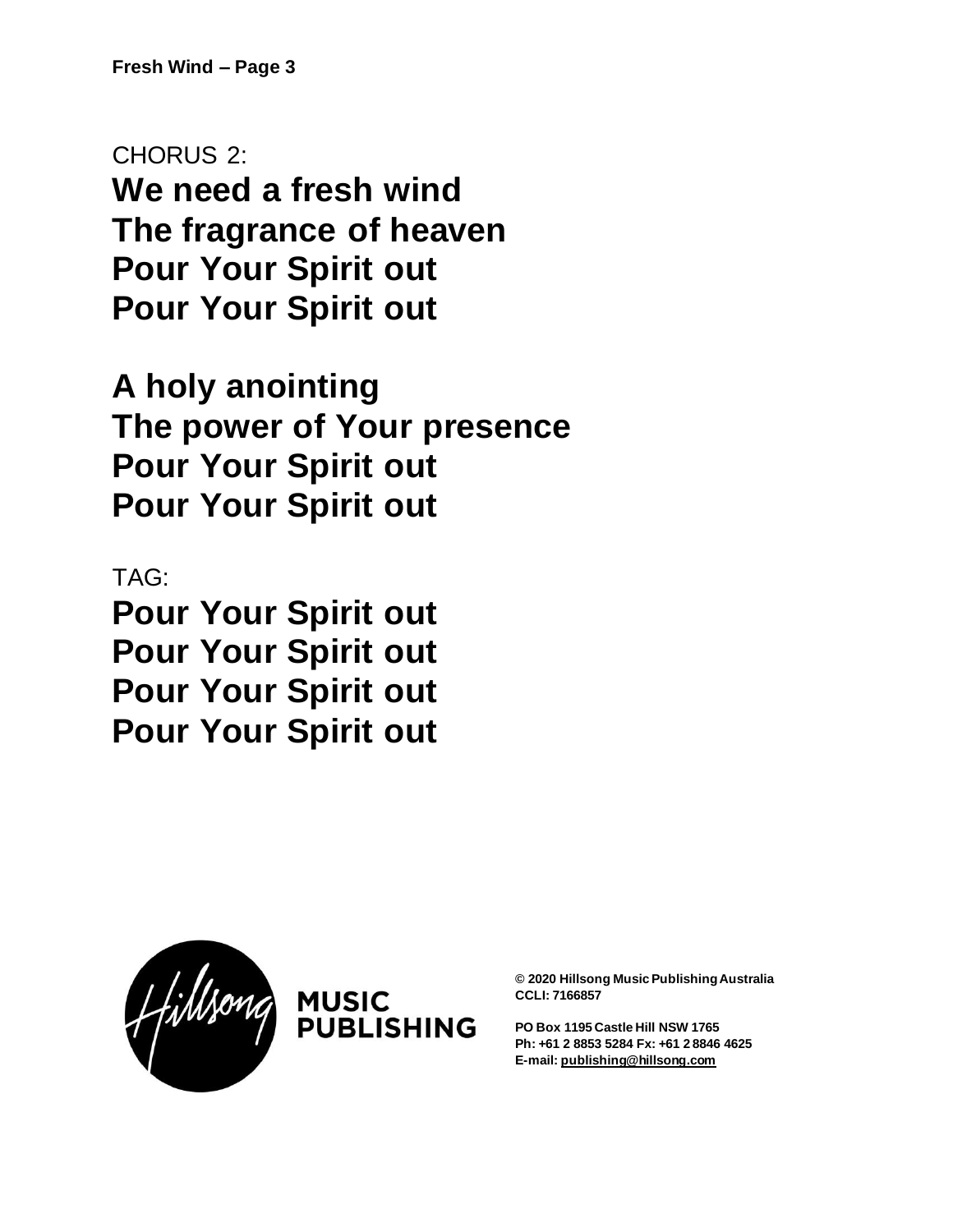CHORUS 2:

**We need a fresh wind**
**The fragrance of heaven**
**Pour Your Spirit out**
**Pour Your Spirit out**

**A holy anointing**
**The power of Your presence**
**Pour Your Spirit out**
**Pour Your Spirit out**

TAG:

**Pour Your Spirit out**
**Pour Your Spirit out**
**Pour Your Spirit out**
**Pour Your Spirit out**

MUSIC PUBLISHING

**© 2020 Hillsong Music Publishing Australia**
**CCLI: 7166857**

**PO Box 1195 Castle Hill NSW 1765**
**Ph: +61 2 8853 5284 Fx: +61 2 8846 4625**
**E-mail: publishing@hillsong.com**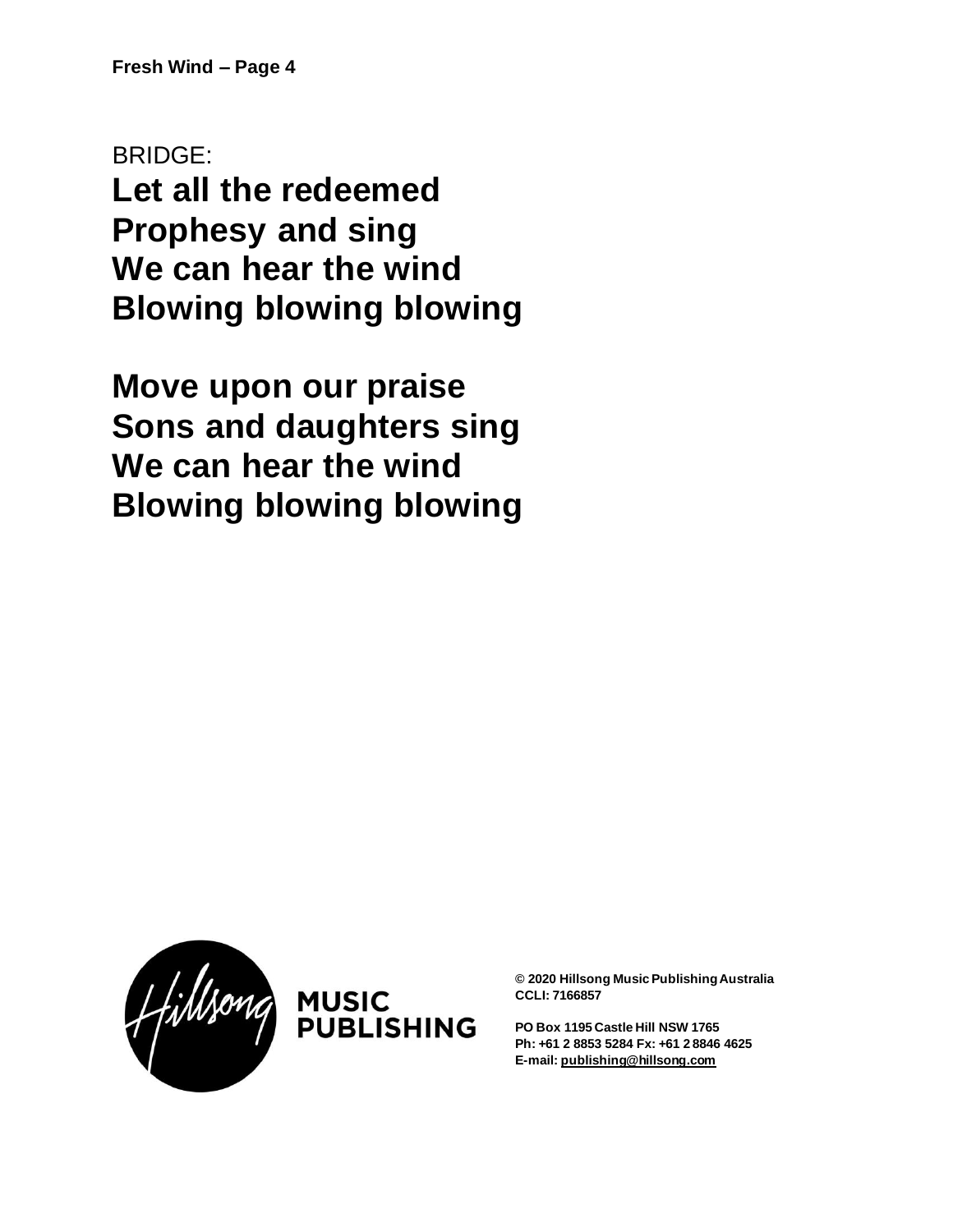BRIDGE:

**Let all the redeemed**
**Prophesy and sing**
**We can hear the wind**
**Blowing blowing blowing**

**Move upon our praise**
**Sons and daughters sing**
**We can hear the wind**
**Blowing blowing blowing**

**MUSIC PUBLISHING**

**© 2020 Hillsong Music Publishing Australia**
**CCLI: 7166857**

**PO Box 1195 Castle Hill NSW 1765**
**Ph: +61 2 8853 5284 Fx: +61 2 8846 4625**
**E-mail: publishing@hillsong.com**